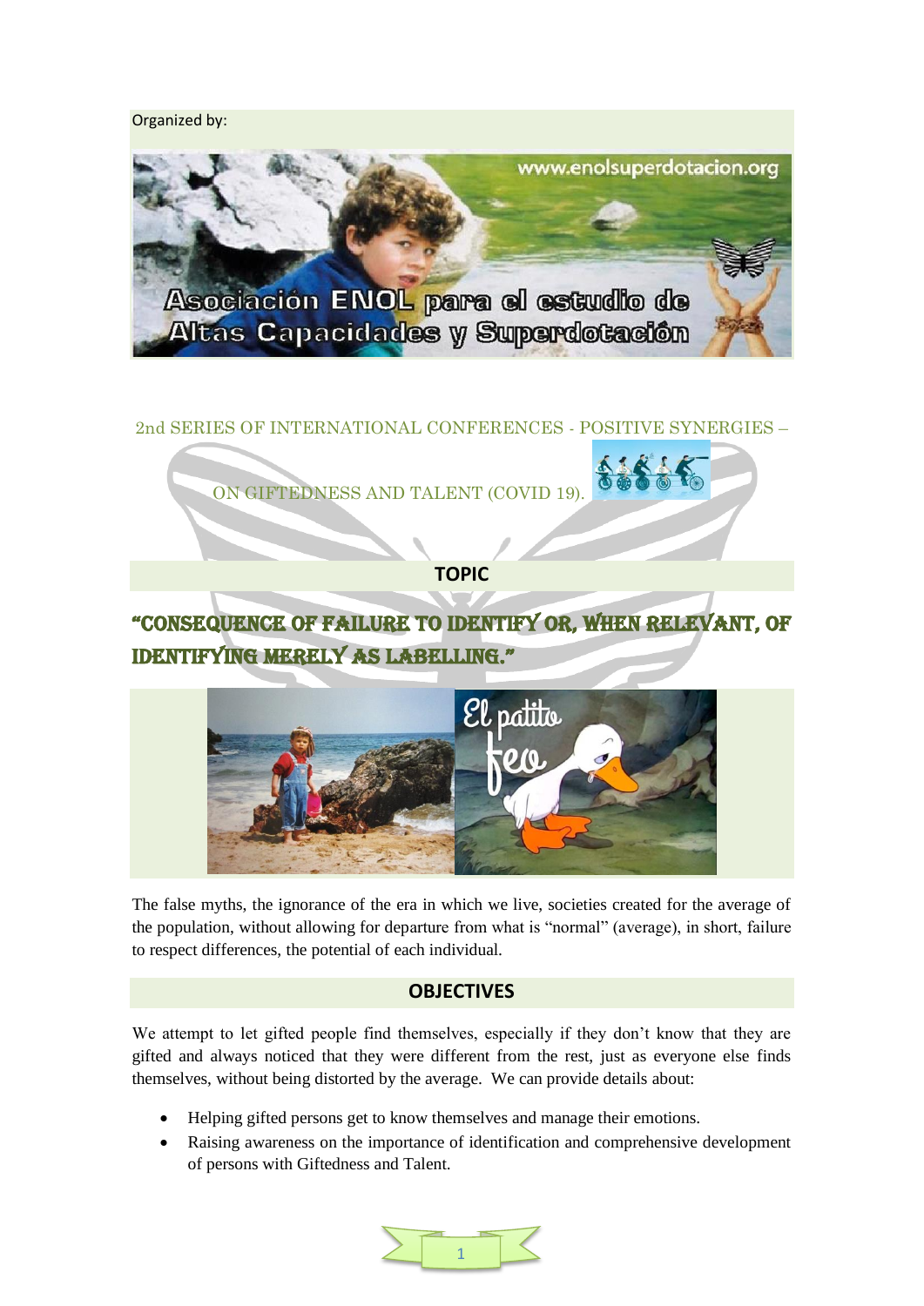Organized by:

2nd SERIES OF INTERNATIONAL CONFERENCES - POSITIVE SYNERGIES – ON GIFTEDNESS AND TALENT (COVID 19).

## TOPIC

# "CONSEQUENCE OF FAILURE TO IDENTIFY OR, WHEN RELEVANT, OF IDENTIFYING MERELY AS LABELLING."

The false myths, the ignorance of the era in which we live, societies created for the average of the population, without allowing for departure from what is "normal" (average), in short, failure to respect differences, the potential of each individual.

## OBJECTIVES

We attempt to let gifted people find themselves, especially if they don't know that they are gifted and always noticed that they were different from the rest, just as everyone else finds themselves, without being distorted by the average. We can provide details about:

- Helping gifted persons get to know themselves and manage their emotions.
- Raising awareness on the importance of identification and comprehensive development of persons with Giftedness and Talent.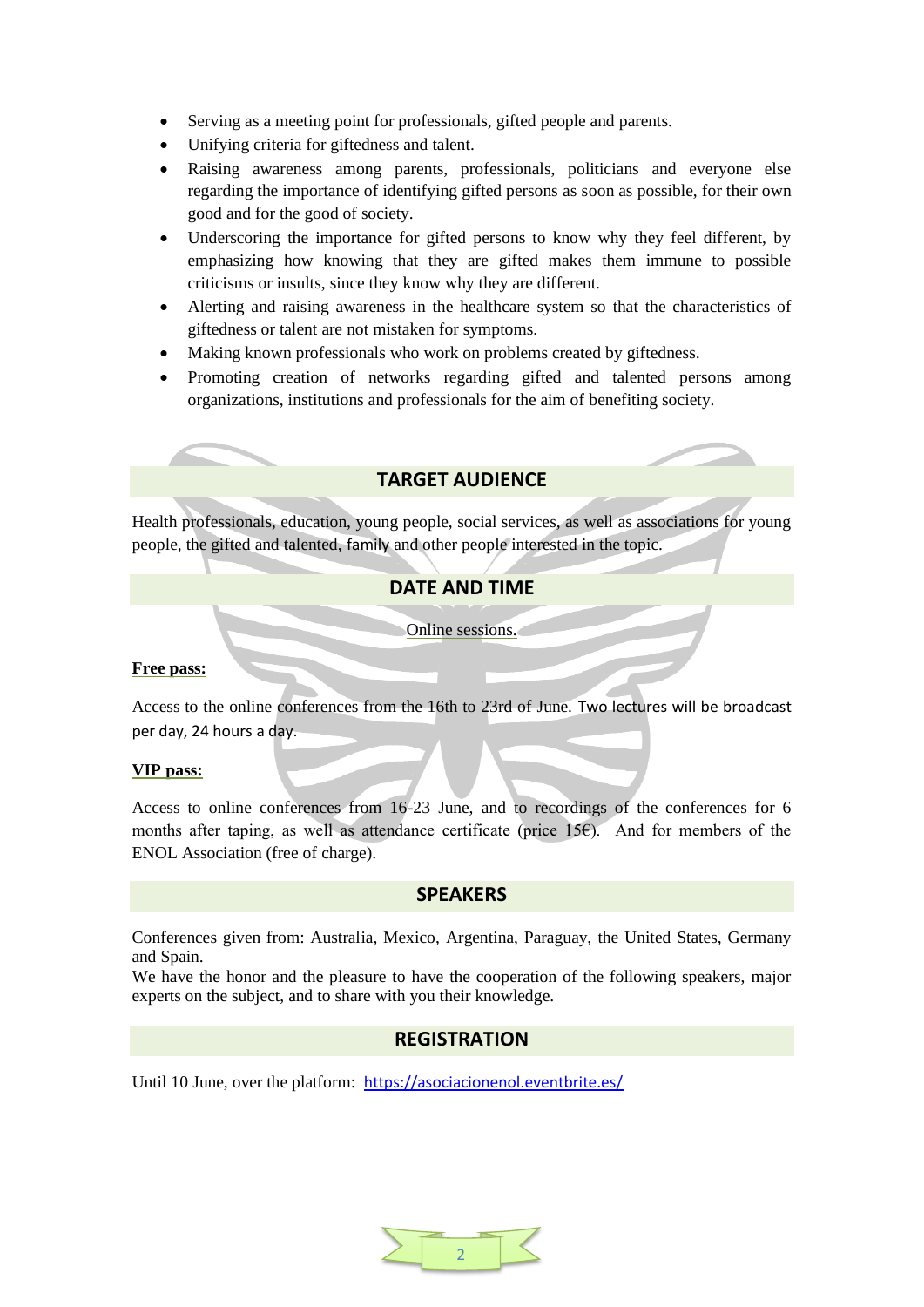- Serving as a meeting point for professionals, gifted people and parents.
- Unifying criteria for giftedness and talent.
- Raising awareness among parents, professionals, politicians and everyone else regarding the importance of identifying gifted persons as soon as possible, for their own good and for the good of society.
- Underscoring the importance for gifted persons to know why they feel different, by emphasizing how knowing that they are gifted makes them immune to possible criticisms or insults, since they know why they are different.
- Alerting and raising awareness in the healthcare system so that the characteristics of giftedness or talent are not mistaken for symptoms.
- Making known professionals who work on problems created by giftedness.
- Promoting creation of networks regarding gifted and talented persons among organizations, institutions and professionals for the aim of benefiting society.

## TARGET AUDIENCE

Health professionals, education, young people, social services, as well as associations for young people, the gifted and talented, family and other people interested in the topic.

## DATE AND TIME

Online sessions.

**Free pass:**

Access to the online conferences from the 16th to 23rd of June. Two lectures will be broadcast per day, 24 hours a day.

**VIP pass:**

Access to online conferences from 16-23 June, and to recordings of the conferences for 6 months after taping, as well as attendance certificate (price 15€). And for members of the ENOL Association (free of charge).

## SPEAKERS

Conferences given from: Australia, Mexico, Argentina, Paraguay, the United States, Germany and Spain.
We have the honor and the pleasure to have the cooperation of the following speakers, major experts on the subject, and to share with you their knowledge.

## REGISTRATION

Until 10 June, over the platform: https://asociacionenol.eventbrite.es/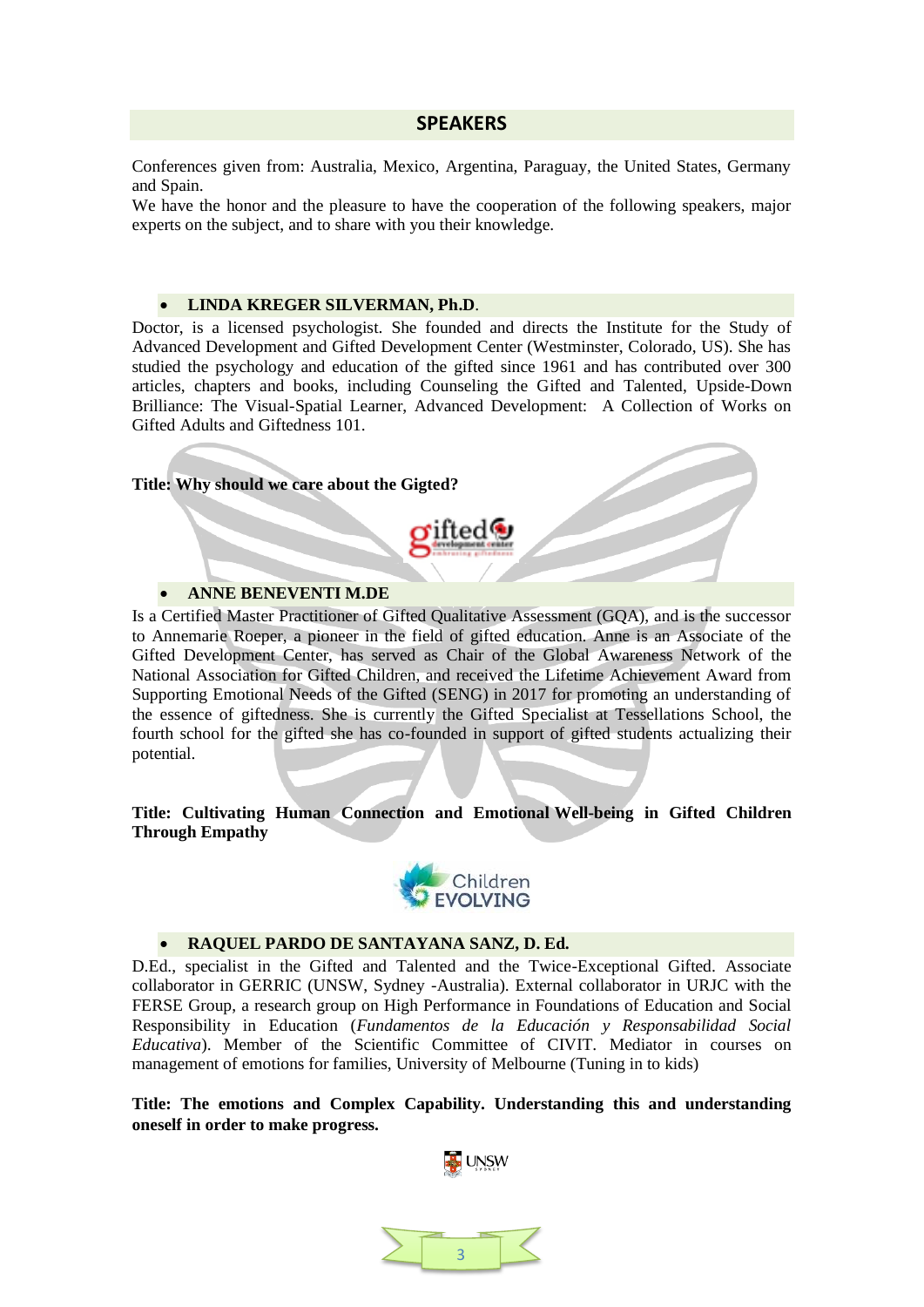## SPEAKERS

Conferences given from: Australia, Mexico, Argentina, Paraguay, the United States, Germany and Spain.

We have the honor and the pleasure to have the cooperation of the following speakers, major experts on the subject, and to share with you their knowledge.

- **LINDA KREGER SILVERMAN, Ph.D**.

Doctor, is a licensed psychologist. She founded and directs the Institute for the Study of Advanced Development and Gifted Development Center (Westminster, Colorado, US). She has studied the psychology and education of the gifted since 1961 and has contributed over 300 articles, chapters and books, including Counseling the Gifted and Talented, Upside-Down Brilliance: The Visual-Spatial Learner, Advanced Development: A Collection of Works on Gifted Adults and Giftedness 101.

**Title: Why should we care about the Gigted?**

- **ANNE BENEVENTI M.DE**

Is a Certified Master Practitioner of Gifted Qualitative Assessment (GQA), and is the successor to Annemarie Roeper, a pioneer in the field of gifted education. Anne is an Associate of the Gifted Development Center, has served as Chair of the Global Awareness Network of the National Association for Gifted Children, and received the Lifetime Achievement Award from Supporting Emotional Needs of the Gifted (SENG) in 2017 for promoting an understanding of the essence of giftedness. She is currently the Gifted Specialist at Tessellations School, the fourth school for the gifted she has co-founded in support of gifted students actualizing their potential.

**Title: Cultivating Human Connection and Emotional Well-being in Gifted Children Through Empathy**

- **RAQUEL PARDO DE SANTAYANA SANZ, D. Ed.**

D.Ed., specialist in the Gifted and Talented and the Twice-Exceptional Gifted. Associate collaborator in GERRIC (UNSW, Sydney -Australia). External collaborator in URJC with the FERSE Group, a research group on High Performance in Foundations of Education and Social Responsibility in Education (*Fundamentos de la Educación y Responsabilidad Social Educativa*). Member of the Scientific Committee of CIVIT. Mediator in courses on management of emotions for families, University of Melbourne (Tuning in to kids)

**Title: The emotions and Complex Capability. Understanding this and understanding oneself in order to make progress.**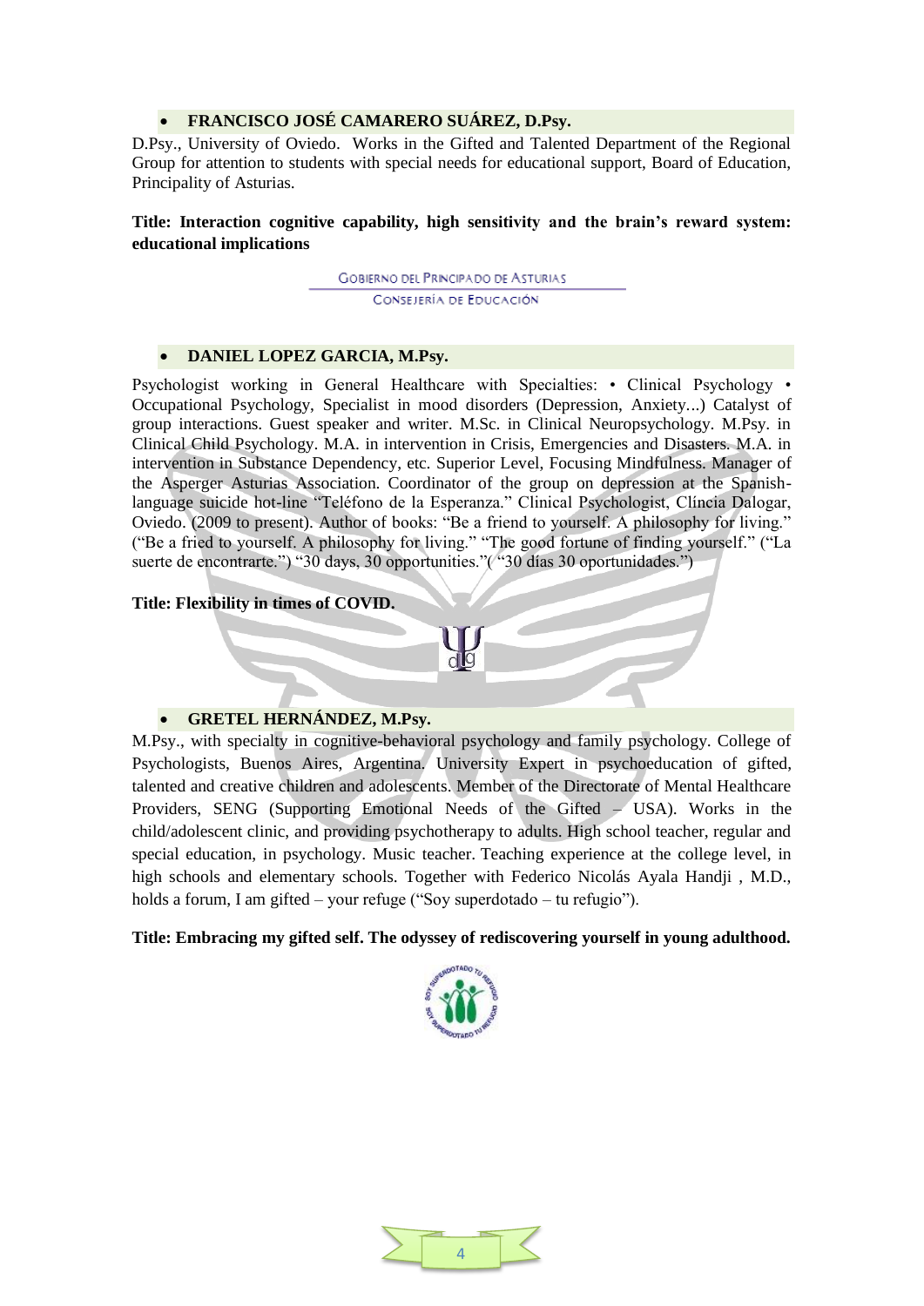- **FRANCISCO JOSÉ CAMARERO SUÁREZ, D.Psy.**

D.Psy., University of Oviedo. Works in the Gifted and Talented Department of the Regional Group for attention to students with special needs for educational support, Board of Education, Principality of Asturias.

**Title: Interaction cognitive capability, high sensitivity and the brain's reward system: educational implications**

GOBIERNO DEL PRINCIPADO DE ASTURIAS
CONSEJERÍA DE EDUCACIÓN

- **DANIEL LOPEZ GARCIA, M.Psy.**

Psychologist working in General Healthcare with Specialties: • Clinical Psychology • Occupational Psychology, Specialist in mood disorders (Depression, Anxiety...) Catalyst of group interactions. Guest speaker and writer. M.Sc. in Clinical Neuropsychology. M.Psy. in Clinical Child Psychology. M.A. in intervention in Crisis, Emergencies and Disasters. M.A. in intervention in Substance Dependency, etc. Superior Level, Focusing Mindfulness. Manager of the Asperger Asturias Association. Coordinator of the group on depression at the Spanish-language suicide hot-line "Teléfono de la Esperanza." Clinical Psychologist, Clíncia Dalogar, Oviedo. (2009 to present). Author of books: "Be a friend to yourself. A philosophy for living." ("Be a fried to yourself. A philosophy for living." "The good fortune of finding yourself." ("La suerte de encontrarte.") "30 days, 30 opportunities."( "30 días 30 oportunidades.")

**Title: Flexibility in times of COVID.**

- **GRETEL HERNÁNDEZ, M.Psy.**

M.Psy., with specialty in cognitive-behavioral psychology and family psychology. College of Psychologists, Buenos Aires, Argentina. University Expert in psychoeducation of gifted, talented and creative children and adolescents. Member of the Directorate of Mental Healthcare Providers, SENG (Supporting Emotional Needs of the Gifted – USA). Works in the child/adolescent clinic, and providing psychotherapy to adults. High school teacher, regular and special education, in psychology. Music teacher. Teaching experience at the college level, in high schools and elementary schools. Together with Federico Nicolás Ayala Handji , M.D., holds a forum, I am gifted – your refuge ("Soy superdotado – tu refugio").

**Title: Embracing my gifted self. The odyssey of rediscovering yourself in young adulthood.**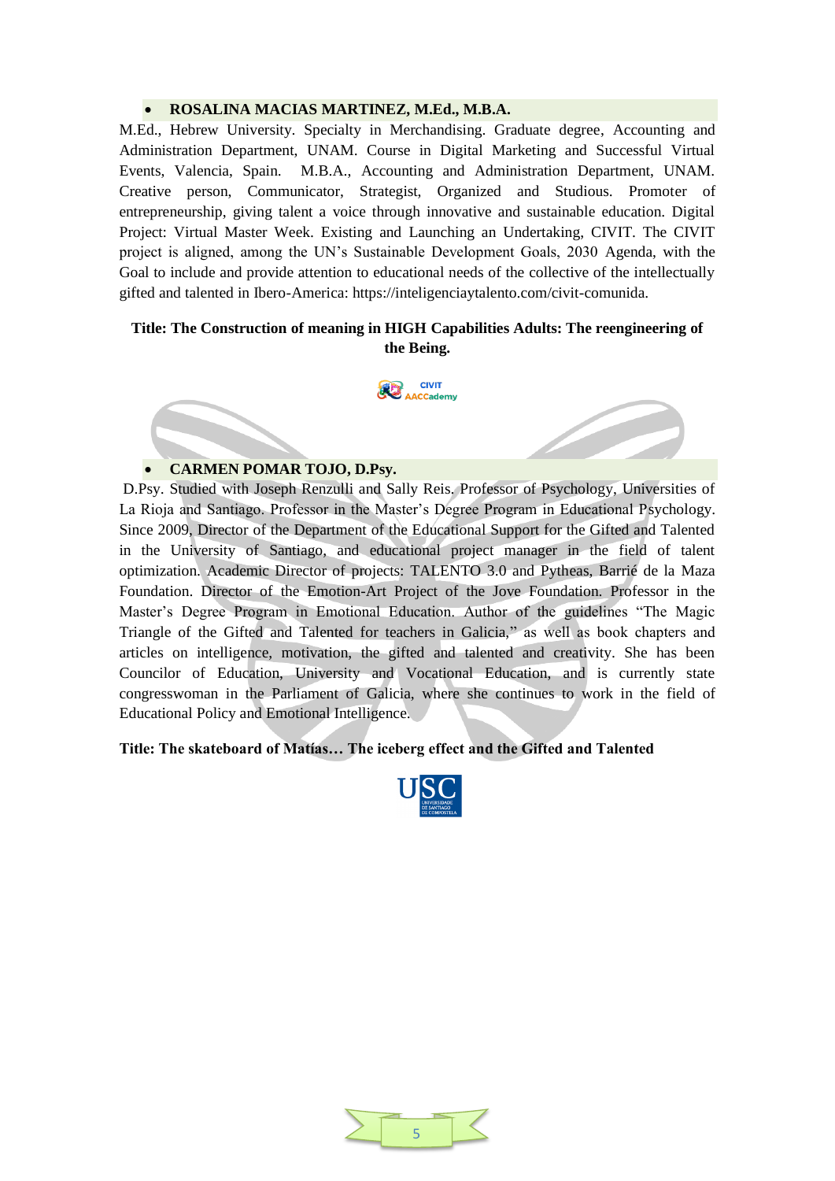- **ROSALINA MACIAS MARTINEZ, M.Ed., M.B.A.**

M.Ed., Hebrew University. Specialty in Merchandising. Graduate degree, Accounting and Administration Department, UNAM. Course in Digital Marketing and Successful Virtual Events, Valencia, Spain. M.B.A., Accounting and Administration Department, UNAM. Creative person, Communicator, Strategist, Organized and Studious. Promoter of entrepreneurship, giving talent a voice through innovative and sustainable education. Digital Project: Virtual Master Week. Existing and Launching an Undertaking, CIVIT. The CIVIT project is aligned, among the UN's Sustainable Development Goals, 2030 Agenda, with the Goal to include and provide attention to educational needs of the collective of the intellectually gifted and talented in Ibero-America: https://inteligenciaytalento.com/civit-comunida.

**Title: The Construction of meaning in HIGH Capabilities Adults: The reengineering of the Being.**

CIVIT AACCademy

- **CARMEN POMAR TOJO, D.Psy.**

D.Psy. Studied with Joseph Renzulli and Sally Reis. Professor of Psychology, Universities of La Rioja and Santiago. Professor in the Master's Degree Program in Educational Psychology. Since 2009, Director of the Department of the Educational Support for the Gifted and Talented in the University of Santiago, and educational project manager in the field of talent optimization. Academic Director of projects: TALENTO 3.0 and Pytheas, Barrié de la Maza Foundation. Director of the Emotion-Art Project of the Jove Foundation. Professor in the Master's Degree Program in Emotional Education. Author of the guidelines "The Magic Triangle of the Gifted and Talented for teachers in Galicia," as well as book chapters and articles on intelligence, motivation, the gifted and talented and creativity. She has been Councilor of Education, University and Vocational Education, and is currently state congresswoman in the Parliament of Galicia, where she continues to work in the field of Educational Policy and Emotional Intelligence.

**Title: The skateboard of Matías… The iceberg effect and the Gifted and Talented**

USC UNIVERSIDADE DE SANTIAGO DE COMPOSTELA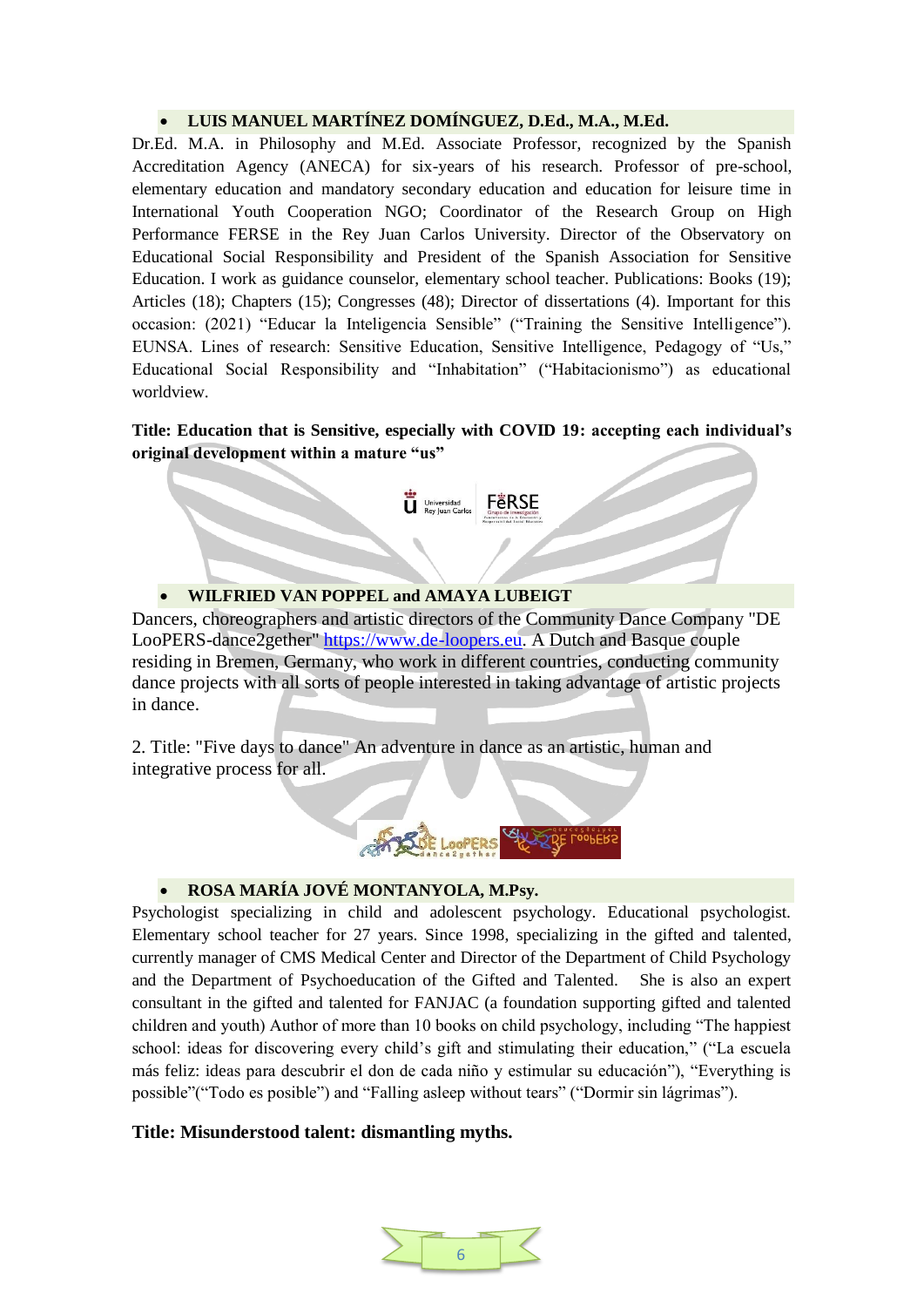- **LUIS MANUEL MARTÍNEZ DOMÍNGUEZ, D.Ed., M.A., M.Ed.**

Dr.Ed. M.A. in Philosophy and M.Ed. Associate Professor, recognized by the Spanish Accreditation Agency (ANECA) for six-years of his research. Professor of pre-school, elementary education and mandatory secondary education and education for leisure time in International Youth Cooperation NGO; Coordinator of the Research Group on High Performance FERSE in the Rey Juan Carlos University. Director of the Observatory on Educational Social Responsibility and President of the Spanish Association for Sensitive Education. I work as guidance counselor, elementary school teacher. Publications: Books (19); Articles (18); Chapters (15); Congresses (48); Director of dissertations (4). Important for this occasion: (2021) "Educar la Inteligencia Sensible" ("Training the Sensitive Intelligence"). EUNSA. Lines of research: Sensitive Education, Sensitive Intelligence, Pedagogy of "Us," Educational Social Responsibility and "Inhabitation" ("Habitacionismo") as educational worldview.

**Title: Education that is Sensitive, especially with COVID 19: accepting each individual's original development within a mature "us"**

- **WILFRIED VAN POPPEL and AMAYA LUBEIGT**

Dancers, choreographers and artistic directors of the Community Dance Company "DE LooPERS-dance2gether" https://www.de-loopers.eu. A Dutch and Basque couple residing in Bremen, Germany, who work in different countries, conducting community dance projects with all sorts of people interested in taking advantage of artistic projects in dance.

2. Title: "Five days to dance" An adventure in dance as an artistic, human and integrative process for all.

- **ROSA MARÍA JOVÉ MONTANYOLA, M.Psy.**

Psychologist specializing in child and adolescent psychology. Educational psychologist. Elementary school teacher for 27 years. Since 1998, specializing in the gifted and talented, currently manager of CMS Medical Center and Director of the Department of Child Psychology and the Department of Psychoeducation of the Gifted and Talented. She is also an expert consultant in the gifted and talented for FANJAC (a foundation supporting gifted and talented children and youth) Author of more than 10 books on child psychology, including "The happiest school: ideas for discovering every child's gift and stimulating their education," ("La escuela más feliz: ideas para descubrir el don de cada niño y estimular su educación"), "Everything is possible"("Todo es posible") and "Falling asleep without tears" ("Dormir sin lágrimas").

**Title: Misunderstood talent: dismantling myths.**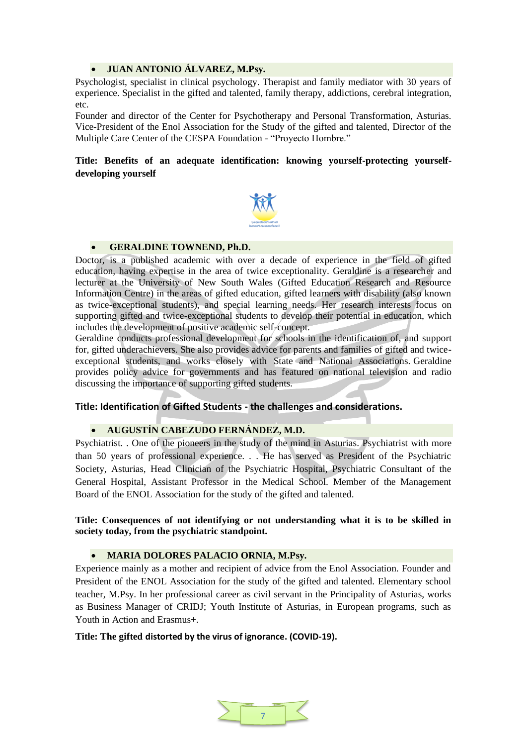- **JUAN ANTONIO ÁLVAREZ, M.Psy.**

Psychologist, specialist in clinical psychology. Therapist and family mediator with 30 years of experience. Specialist in the gifted and talented, family therapy, addictions, cerebral integration, etc.

Founder and director of the Center for Psychotherapy and Personal Transformation, Asturias. Vice-President of the Enol Association for the Study of the gifted and talented, Director of the Multiple Care Center of the CESPA Foundation - "Proyecto Hombre."

**Title: Benefits of an adequate identification: knowing yourself-protecting yourself-developing yourself**

- **GERALDINE TOWNEND, Ph.D.**

Doctor, is a published academic with over a decade of experience in the field of gifted education, having expertise in the area of twice exceptionality. Geraldine is a researcher and lecturer at the University of New South Wales (Gifted Education Research and Resource Information Centre) in the areas of gifted education, gifted learners with disability (also known as twice-exceptional students), and special learning needs. Her research interests focus on supporting gifted and twice-exceptional students to develop their potential in education, which includes the development of positive academic self-concept.

Geraldine conducts professional development for schools in the identification of, and support for, gifted underachievers. She also provides advice for parents and families of gifted and twice-exceptional students, and works closely with State and National Associations. Geraldine provides policy advice for governments and has featured on national television and radio discussing the importance of supporting gifted students.

**Title: Identification of Gifted Students - the challenges and considerations.**

- **AUGUSTÍN CABEZUDO FERNÁNDEZ, M.D.**

Psychiatrist. . One of the pioneers in the study of the mind in Asturias. Psychiatrist with more than 50 years of professional experience. . . He has served as President of the Psychiatric Society, Asturias, Head Clinician of the Psychiatric Hospital, Psychiatric Consultant of the General Hospital, Assistant Professor in the Medical School. Member of the Management Board of the ENOL Association for the study of the gifted and talented.

**Title: Consequences of not identifying or not understanding what it is to be skilled in society today, from the psychiatric standpoint.**

- **MARIA DOLORES PALACIO ORNIA, M.Psy.**

Experience mainly as a mother and recipient of advice from the Enol Association. Founder and President of the ENOL Association for the study of the gifted and talented. Elementary school teacher, M.Psy. In her professional career as civil servant in the Principality of Asturias, works as Business Manager of CRIDJ; Youth Institute of Asturias, in European programs, such as Youth in Action and Erasmus+.

**Title: The gifted distorted by the virus of ignorance. (COVID-19).**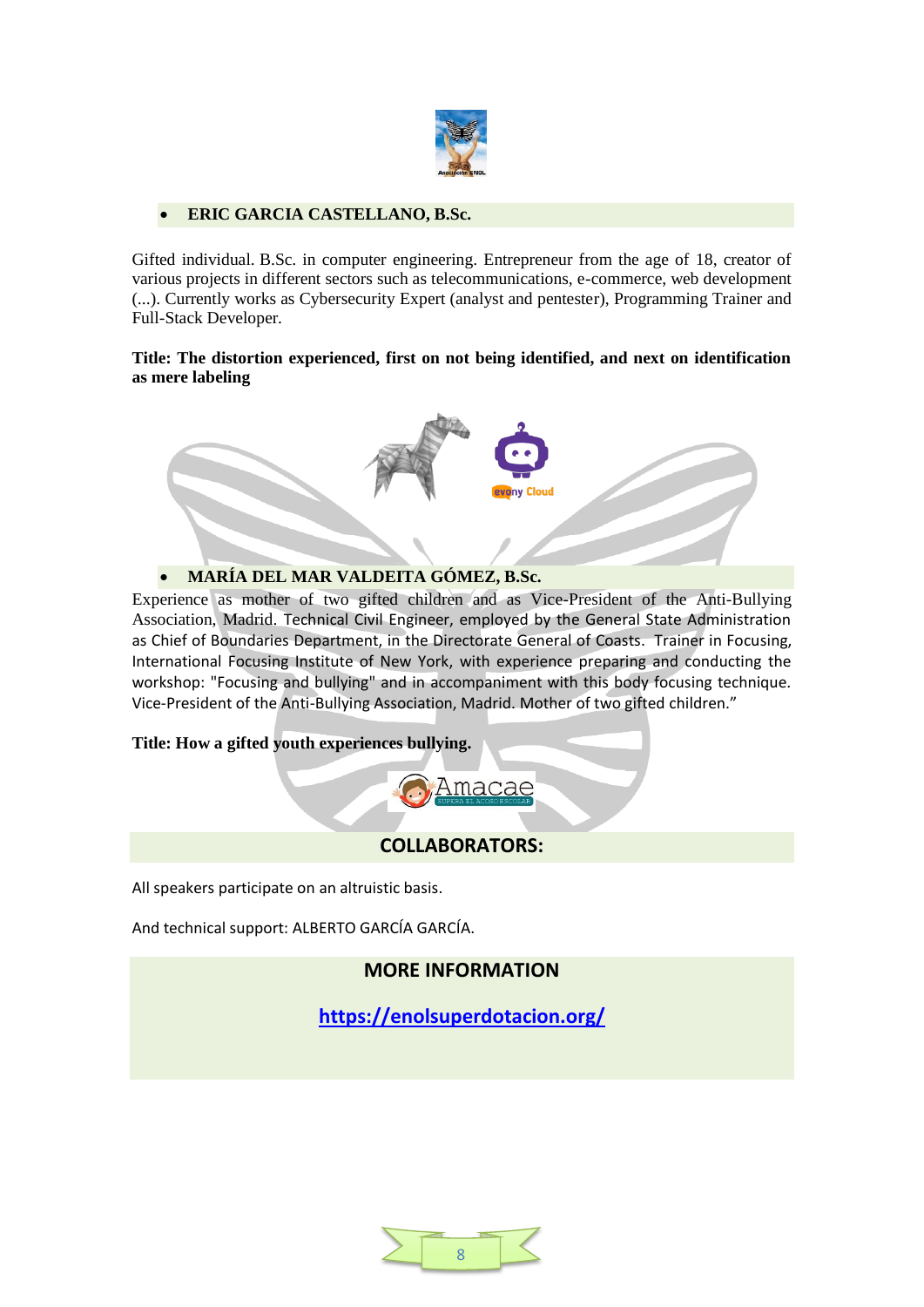- **ERIC GARCIA CASTELLANO, B.Sc.**

Gifted individual. B.Sc. in computer engineering. Entrepreneur from the age of 18, creator of various projects in different sectors such as telecommunications, e-commerce, web development (...). Currently works as Cybersecurity Expert (analyst and pentester), Programming Trainer and Full-Stack Developer.

**Title: The distortion experienced, first on not being identified, and next on identification as mere labeling**

- **MARÍA DEL MAR VALDEITA GÓMEZ, B.Sc.**

Experience as mother of two gifted children and as Vice-President of the Anti-Bullying Association, Madrid. Technical Civil Engineer, employed by the General State Administration as Chief of Boundaries Department, in the Directorate General of Coasts. Trainer in Focusing, International Focusing Institute of New York, with experience preparing and conducting the workshop: "Focusing and bullying" and in accompaniment with this body focusing technique. Vice-President of the Anti-Bullying Association, Madrid. Mother of two gifted children."

**Title: How a gifted youth experiences bullying.**

## COLLABORATORS:

All speakers participate on an altruistic basis.

And technical support: ALBERTO GARCÍA GARCÍA.

## MORE INFORMATION

**https://enolsuperdotacion.org/**